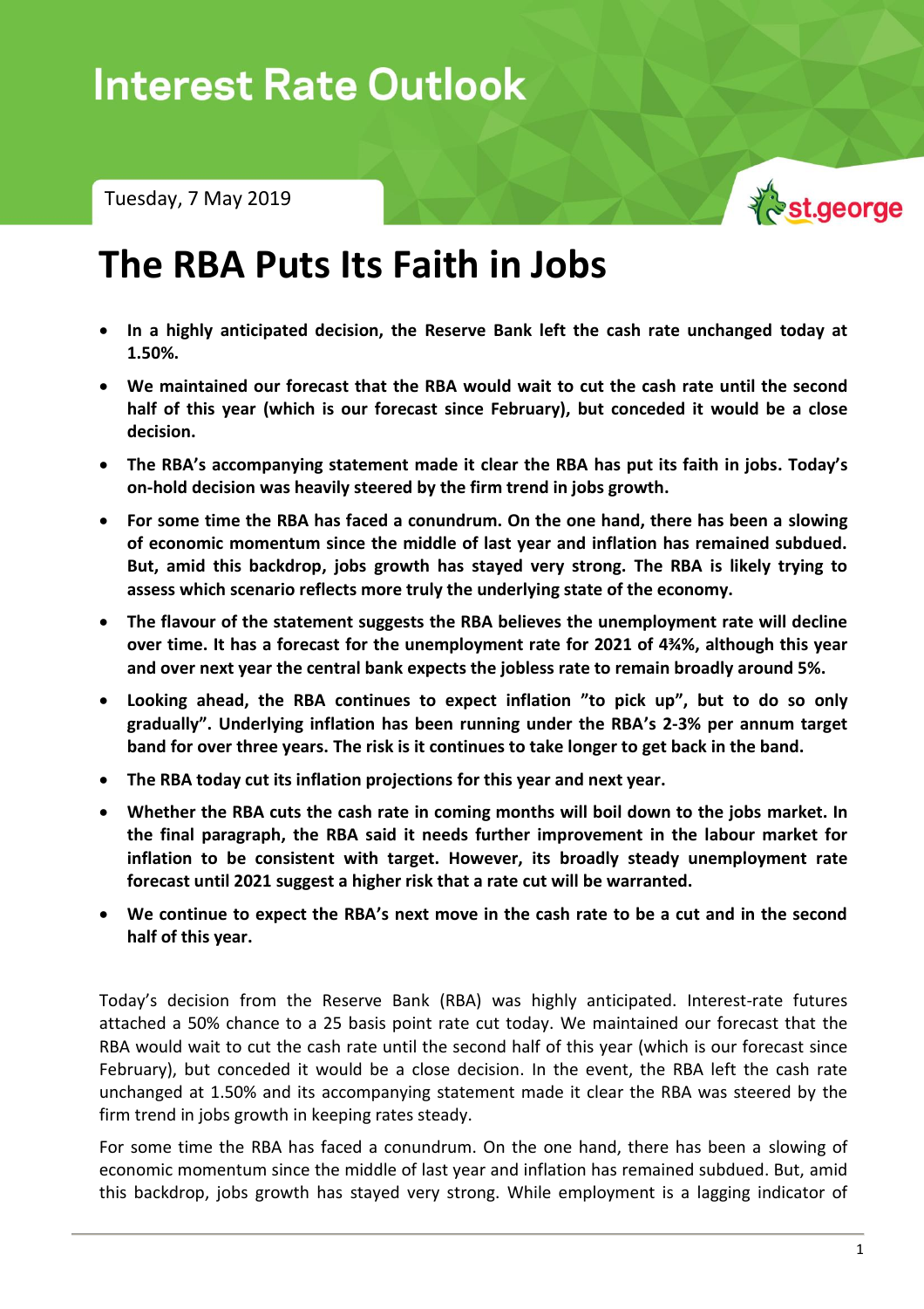# Interest Rate Outlook

Tuesday, 7 May 2019

st.george

# The RBA Puts Its Faith in Jobs

- **In a highly anticipated decision, the Reserve Bank left the cash rate unchanged today at 1.50%.**
- **We maintained our forecast that the RBA would wait to cut the cash rate until the second half of this year (which is our forecast since February), but conceded it would be a close decision.**
- **The RBA's accompanying statement made it clear the RBA has put its faith in jobs. Today's on-hold decision was heavily steered by the firm trend in jobs growth.**
- **For some time the RBA has faced a conundrum. On the one hand, there has been a slowing of economic momentum since the middle of last year and inflation has remained subdued. But, amid this backdrop, jobs growth has stayed very strong. The RBA is likely trying to assess which scenario reflects more truly the underlying state of the economy.**
- **The flavour of the statement suggests the RBA believes the unemployment rate will decline over time. It has a forecast for the unemployment rate for 2021 of 4¾%, although this year and over next year the central bank expects the jobless rate to remain broadly around 5%.**
- **Looking ahead, the RBA continues to expect inflation "to pick up", but to do so only gradually". Underlying inflation has been running under the RBA's 2-3% per annum target band for over three years. The risk is it continues to take longer to get back in the band.**
- **The RBA today cut its inflation projections for this year and next year.**
- **Whether the RBA cuts the cash rate in coming months will boil down to the jobs market. In the final paragraph, the RBA said it needs further improvement in the labour market for inflation to be consistent with target. However, its broadly steady unemployment rate forecast until 2021 suggest a higher risk that a rate cut will be warranted.**
- **We continue to expect the RBA's next move in the cash rate to be a cut and in the second half of this year.**

Today's decision from the Reserve Bank (RBA) was highly anticipated. Interest-rate futures attached a 50% chance to a 25 basis point rate cut today. We maintained our forecast that the RBA would wait to cut the cash rate until the second half of this year (which is our forecast since February), but conceded it would be a close decision. In the event, the RBA left the cash rate unchanged at 1.50% and its accompanying statement made it clear the RBA was steered by the firm trend in jobs growth in keeping rates steady.

For some time the RBA has faced a conundrum. On the one hand, there has been a slowing of economic momentum since the middle of last year and inflation has remained subdued. But, amid this backdrop, jobs growth has stayed very strong. While employment is a lagging indicator of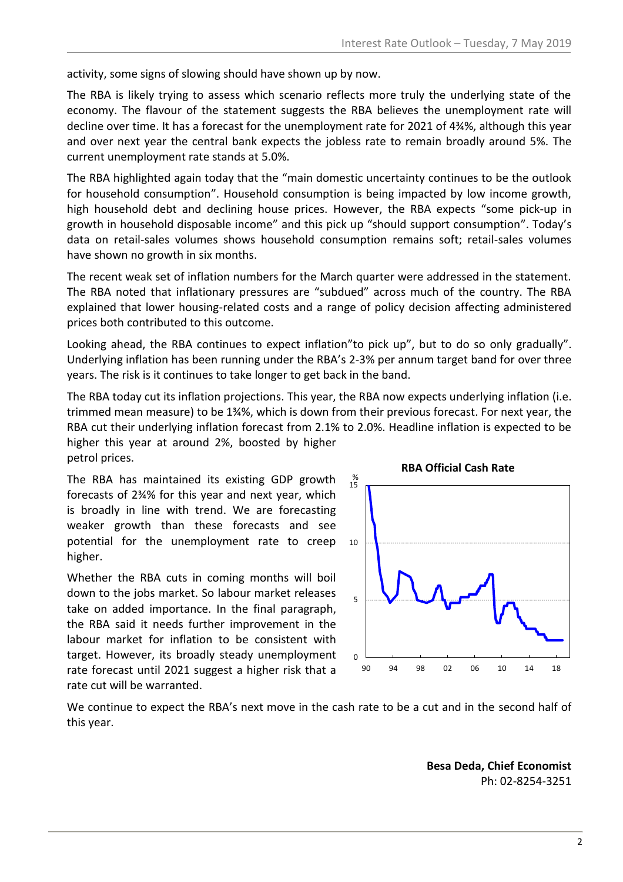activity, some signs of slowing should have shown up by now.

The RBA is likely trying to assess which scenario reflects more truly the underlying state of the economy. The flavour of the statement suggests the RBA believes the unemployment rate will decline over time. It has a forecast for the unemployment rate for 2021 of 4¾%, although this year and over next year the central bank expects the jobless rate to remain broadly around 5%. The current unemployment rate stands at 5.0%.

The RBA highlighted again today that the "main domestic uncertainty continues to be the outlook for household consumption". Household consumption is being impacted by low income growth, high household debt and declining house prices. However, the RBA expects "some pick-up in growth in household disposable income" and this pick up "should support consumption". Today's data on retail-sales volumes shows household consumption remains soft; retail-sales volumes have shown no growth in six months.

The recent weak set of inflation numbers for the March quarter were addressed in the statement. The RBA noted that inflationary pressures are "subdued" across much of the country. The RBA explained that lower housing-related costs and a range of policy decision affecting administered prices both contributed to this outcome.

Looking ahead, the RBA continues to expect inflation"to pick up", but to do so only gradually". Underlying inflation has been running under the RBA's 2-3% per annum target band for over three years. The risk is it continues to take longer to get back in the band.

The RBA today cut its inflation projections. This year, the RBA now expects underlying inflation (i.e. trimmed mean measure) to be 1¾%, which is down from their previous forecast. For next year, the RBA cut their underlying inflation forecast from 2.1% to 2.0%. Headline inflation is expected to be higher this year at around 2%, boosted by higher petrol prices.

The RBA has maintained its existing GDP growth forecasts of 2¾% for this year and next year, which is broadly in line with trend. We are forecasting weaker growth than these forecasts and see potential for the unemployment rate to creep higher.

Whether the RBA cuts in coming months will boil down to the jobs market. So labour market releases take on added importance. In the final paragraph, the RBA said it needs further improvement in the labour market for inflation to be consistent with target. However, its broadly steady unemployment rate forecast until 2021 suggest a higher risk that a rate cut will be warranted.

**RBA Official Cash Rate**

We continue to expect the RBA's next move in the cash rate to be a cut and in the second half of this year.

**Besa Deda, Chief Economist**
Ph: 02-8254-3251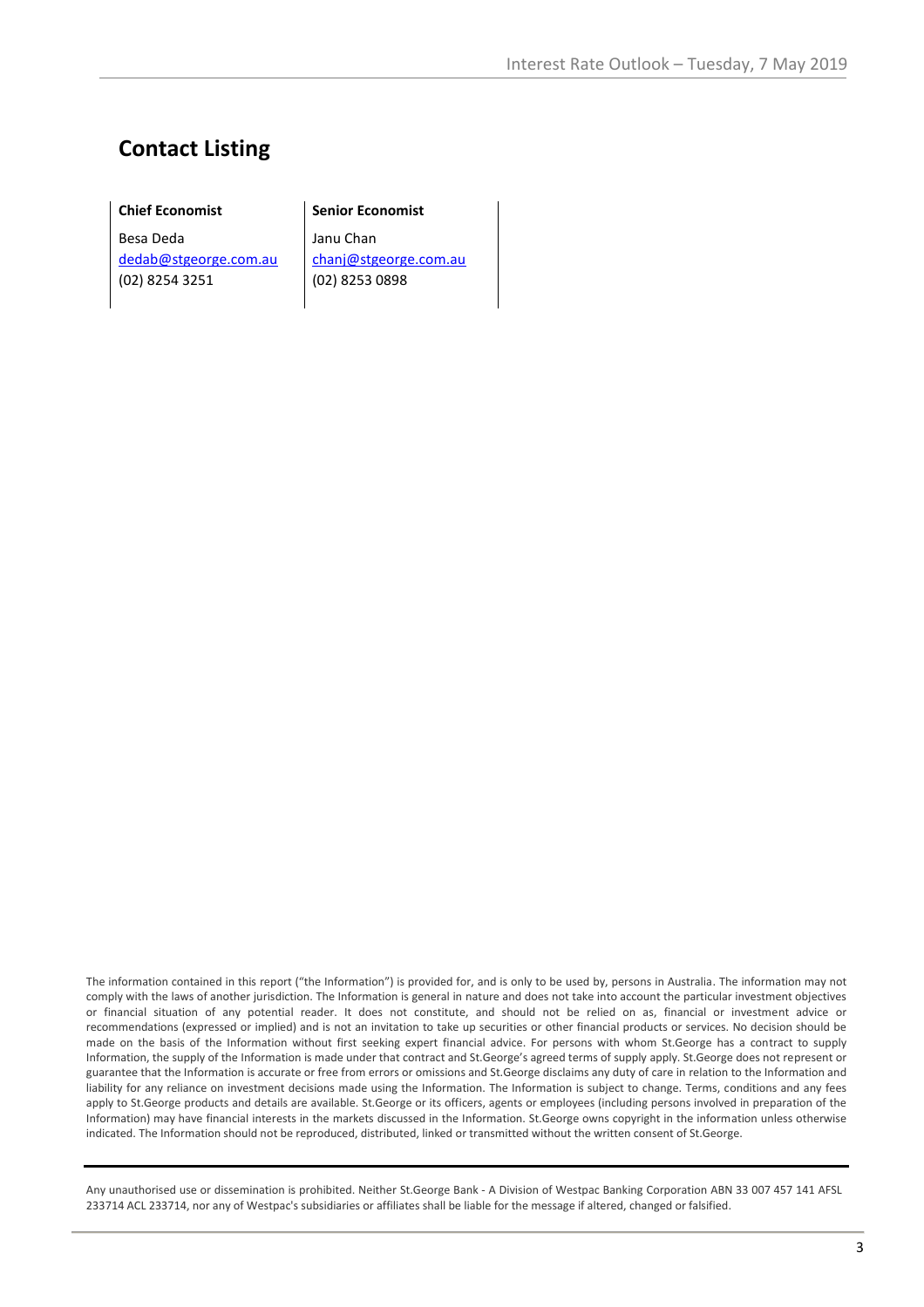## Contact Listing

**Chief Economist**

Besa Deda
dedab@stgeorge.com.au
(02) 8254 3251

**Senior Economist**

Janu Chan
chanj@stgeorge.com.au
(02) 8253 0898

The information contained in this report ("the Information") is provided for, and is only to be used by, persons in Australia. The information may not comply with the laws of another jurisdiction. The Information is general in nature and does not take into account the particular investment objectives or financial situation of any potential reader. It does not constitute, and should not be relied on as, financial or investment advice or recommendations (expressed or implied) and is not an invitation to take up securities or other financial products or services. No decision should be made on the basis of the Information without first seeking expert financial advice. For persons with whom St.George has a contract to supply Information, the supply of the Information is made under that contract and St.George's agreed terms of supply apply. St.George does not represent or guarantee that the Information is accurate or free from errors or omissions and St.George disclaims any duty of care in relation to the Information and liability for any reliance on investment decisions made using the Information. The Information is subject to change. Terms, conditions and any fees apply to St.George products and details are available. St.George or its officers, agents or employees (including persons involved in preparation of the Information) may have financial interests in the markets discussed in the Information. St.George owns copyright in the information unless otherwise indicated. The Information should not be reproduced, distributed, linked or transmitted without the written consent of St.George.

Any unauthorised use or dissemination is prohibited. Neither St.George Bank - A Division of Westpac Banking Corporation ABN 33 007 457 141 AFSL 233714 ACL 233714, nor any of Westpac's subsidiaries or affiliates shall be liable for the message if altered, changed or falsified.